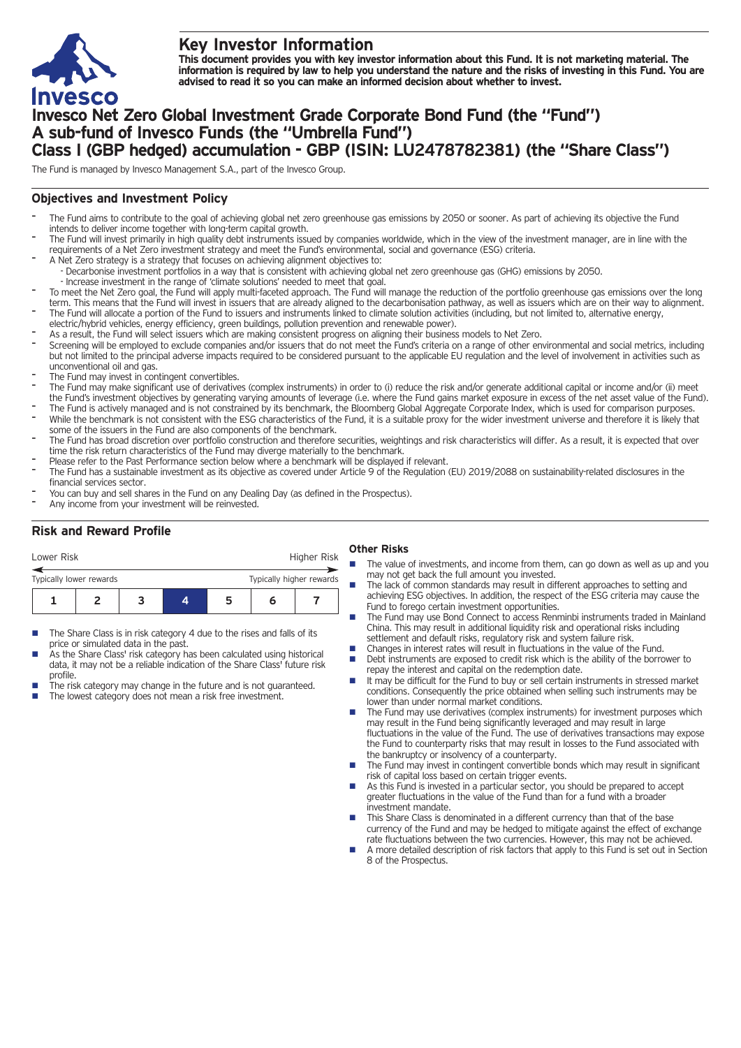# Key Investor Information

**This document provides you with key investor information about this Fund. It is not marketing material. The information is required by law to help you understand the nature and the risks of investing in this Fund. You are advised to read it so you can make an informed decision about whether to invest.**

# Invesco Net Zero Global Investment Grade Corporate Bond Fund (the "Fund")
# A sub-fund of Invesco Funds (the "Umbrella Fund")
# Class I (GBP hedged) accumulation - GBP (ISIN: LU2478782381) (the "Share Class")

The Fund is managed by Invesco Management S.A., part of the Invesco Group.

## Objectives and Investment Policy

- The Fund aims to contribute to the goal of achieving global net zero greenhouse gas emissions by 2050 or sooner. As part of achieving its objective the Fund intends to deliver income together with long-term capital growth.
- The Fund will invest primarily in high quality debt instruments issued by companies worldwide, which in the view of the investment manager, are in line with the requirements of a Net Zero investment strategy and meet the Fund's environmental, social and governance (ESG) criteria.
- A Net Zero strategy is a strategy that focuses on achieving alignment objectives to:
  - Decarbonise investment portfolios in a way that is consistent with achieving global net zero greenhouse gas (GHG) emissions by 2050.
  - Increase investment in the range of 'climate solutions' needed to meet that goal.
- To meet the Net Zero goal, the Fund will apply multi-faceted approach. The Fund will manage the reduction of the portfolio greenhouse gas emissions over the long term. This means that the Fund will invest in issuers that are already aligned to the decarbonisation pathway, as well as issuers which are on their way to alignment.
- The Fund will allocate a portion of the Fund to issuers and instruments linked to climate solution activities (including, but not limited to, alternative energy, electric/hybrid vehicles, energy efficiency, green buildings, pollution prevention and renewable power).
- As a result, the Fund will select issuers which are making consistent progress on aligning their business models to Net Zero.
- Screening will be employed to exclude companies and/or issuers that do not meet the Fund's criteria on a range of other environmental and social metrics, including but not limited to the principal adverse impacts required to be considered pursuant to the applicable EU regulation and the level of involvement in activities such as unconventional oil and gas.
- The Fund may invest in contingent convertibles.
- The Fund may make significant use of derivatives (complex instruments) in order to (i) reduce the risk and/or generate additional capital or income and/or (ii) meet the Fund's investment objectives by generating varying amounts of leverage (i.e. where the Fund gains market exposure in excess of the net asset value of the Fund).
- The Fund is actively managed and is not constrained by its benchmark, the Bloomberg Global Aggregate Corporate Index, which is used for comparison purposes.
- While the benchmark is not consistent with the ESG characteristics of the Fund, it is a suitable proxy for the wider investment universe and therefore it is likely that some of the issuers in the Fund are also components of the benchmark.
- The Fund has broad discretion over portfolio construction and therefore securities, weightings and risk characteristics will differ. As a result, it is expected that over time the risk return characteristics of the Fund may diverge materially to the benchmark.
- Please refer to the Past Performance section below where a benchmark will be displayed if relevant.
- The Fund has a sustainable investment as its objective as covered under Article 9 of the Regulation (EU) 2019/2088 on sustainability-related disclosures in the financial services sector.
- You can buy and sell shares in the Fund on any Dealing Day (as defined in the Prospectus).
- Any income from your investment will be reinvested.

## Risk and Reward Profile

| Lower Risk | | | | | | Higher Risk |
|---|---|---|---|---|---|---|
| Typically lower rewards | | | | | | Typically higher rewards |
| 1 | 2 | 3 | **4** | 5 | 6 | 7 |

- The Share Class is in risk category 4 due to the rises and falls of its price or simulated data in the past.
- As the Share Class' risk category has been calculated using historical data, it may not be a reliable indication of the Share Class' future risk profile.
- The risk category may change in the future and is not guaranteed.
- The lowest category does not mean a risk free investment.

### Other Risks

- The value of investments, and income from them, can go down as well as up and you may not get back the full amount you invested.
- The lack of common standards may result in different approaches to setting and achieving ESG objectives. In addition, the respect of the ESG criteria may cause the Fund to forego certain investment opportunities.
- The Fund may use Bond Connect to access Renminbi instruments traded in Mainland China. This may result in additional liquidity risk and operational risks including settlement and default risks, regulatory risk and system failure risk.
- Changes in interest rates will result in fluctuations in the value of the Fund.
- Debt instruments are exposed to credit risk which is the ability of the borrower to repay the interest and capital on the redemption date.
- It may be difficult for the Fund to buy or sell certain instruments in stressed market conditions. Consequently the price obtained when selling such instruments may be lower than under normal market conditions.
- The Fund may use derivatives (complex instruments) for investment purposes which may result in the Fund being significantly leveraged and may result in large fluctuations in the value of the Fund. The use of derivatives transactions may expose the Fund to counterparty risks that may result in losses to the Fund associated with the bankruptcy or insolvency of a counterparty.
- The Fund may invest in contingent convertible bonds which may result in significant risk of capital loss based on certain trigger events.
- As this Fund is invested in a particular sector, you should be prepared to accept greater fluctuations in the value of the Fund than for a fund with a broader investment mandate.
- This Share Class is denominated in a different currency than that of the base currency of the Fund and may be hedged to mitigate against the effect of exchange rate fluctuations between the two currencies. However, this may not be achieved.
- A more detailed description of risk factors that apply to this Fund is set out in Section 8 of the Prospectus.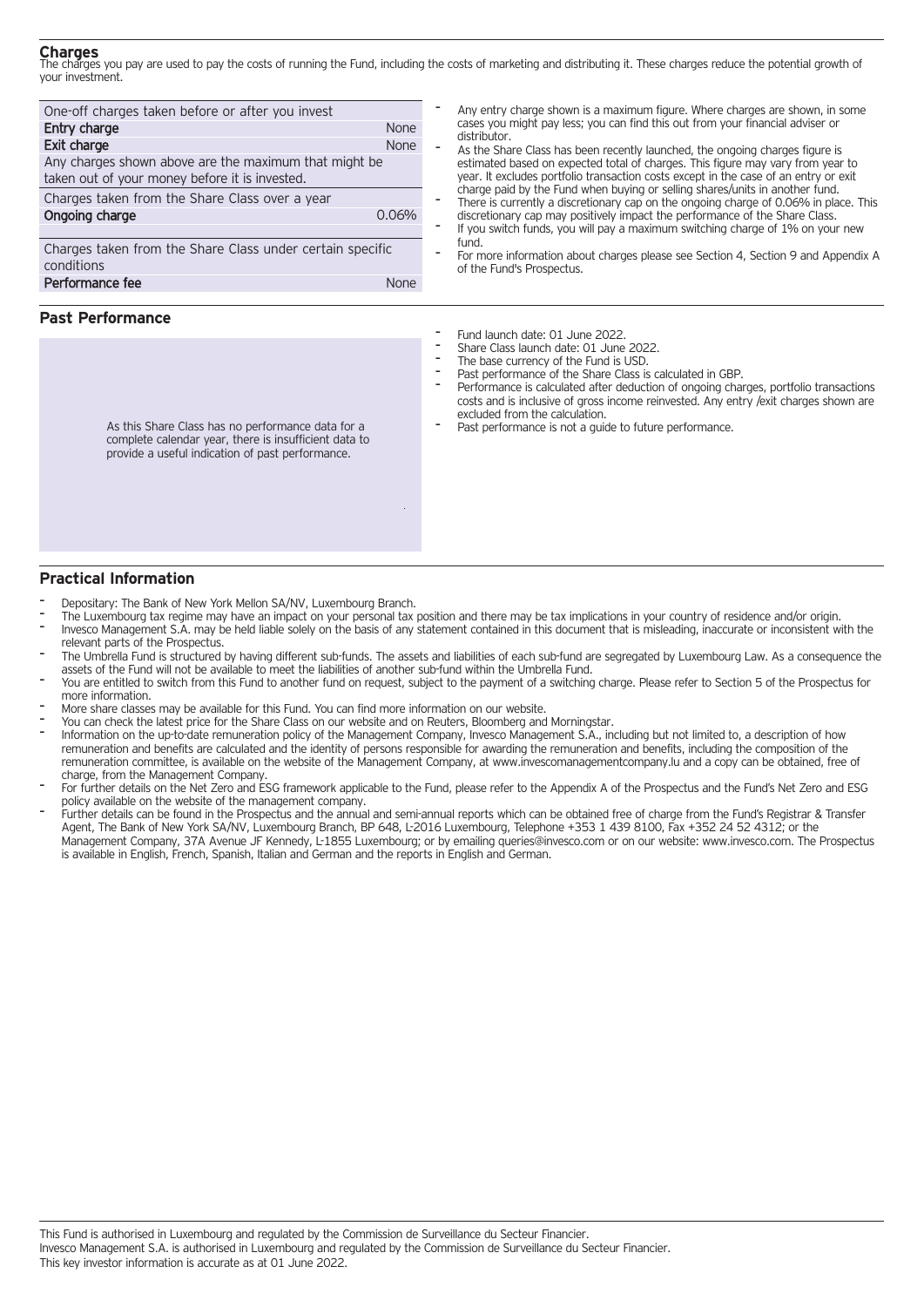## Charges

The charges you pay are used to pay the costs of running the Fund, including the costs of marketing and distributing it. These charges reduce the potential growth of your investment.

| | |
|---|---|
| One-off charges taken before or after you invest | |
| **Entry charge** | None |
| **Exit charge** | None |
| Any charges shown above are the maximum that might be taken out of your money before it is invested. | |
| Charges taken from the Share Class over a year | |
| **Ongoing charge** | 0.06% |
| Charges taken from the Share Class under certain specific conditions | |
| **Performance fee** | None |

- Any entry charge shown is a maximum figure. Where charges are shown, in some cases you might pay less; you can find this out from your financial adviser or distributor.
- As the Share Class has been recently launched, the ongoing charges figure is estimated based on expected total of charges. This figure may vary from year to year. It excludes portfolio transaction costs except in the case of an entry or exit charge paid by the Fund when buying or selling shares/units in another fund.
- There is currently a discretionary cap on the ongoing charge of 0.06% in place. This discretionary cap may positively impact the performance of the Share Class.
- If you switch funds, you will pay a maximum switching charge of 1% on your new fund.
- For more information about charges please see Section 4, Section 9 and Appendix A of the Fund's Prospectus.

## Past Performance

As this Share Class has no performance data for a complete calendar year, there is insufficient data to provide a useful indication of past performance.

- Fund launch date: 01 June 2022.
- Share Class launch date: 01 June 2022.
- The base currency of the Fund is USD.
- Past performance of the Share Class is calculated in GBP.
- Performance is calculated after deduction of ongoing charges, portfolio transactions costs and is inclusive of gross income reinvested. Any entry /exit charges shown are excluded from the calculation.
- Past performance is not a guide to future performance.

## Practical Information

- Depositary: The Bank of New York Mellon SA/NV, Luxembourg Branch.
- The Luxembourg tax regime may have an impact on your personal tax position and there may be tax implications in your country of residence and/or origin.
- Invesco Management S.A. may be held liable solely on the basis of any statement contained in this document that is misleading, inaccurate or inconsistent with the relevant parts of the Prospectus.
- The Umbrella Fund is structured by having different sub-funds. The assets and liabilities of each sub-fund are segregated by Luxembourg Law. As a consequence the assets of the Fund will not be available to meet the liabilities of another sub-fund within the Umbrella Fund.
- You are entitled to switch from this Fund to another fund on request, subject to the payment of a switching charge. Please refer to Section 5 of the Prospectus for more information.
- More share classes may be available for this Fund. You can find more information on our website.
- You can check the latest price for the Share Class on our website and on Reuters, Bloomberg and Morningstar.
- Information on the up-to-date remuneration policy of the Management Company, Invesco Management S.A., including but not limited to, a description of how remuneration and benefits are calculated and the identity of persons responsible for awarding the remuneration and benefits, including the composition of the remuneration committee, is available on the website of the Management Company, at www.invescomanagementcompany.lu and a copy can be obtained, free of charge, from the Management Company.
- For further details on the Net Zero and ESG framework applicable to the Fund, please refer to the Appendix A of the Prospectus and the Fund's Net Zero and ESG policy available on the website of the management company.
- Further details can be found in the Prospectus and the annual and semi-annual reports which can be obtained free of charge from the Fund's Registrar & Transfer Agent, The Bank of New York SA/NV, Luxembourg Branch, BP 648, L-2016 Luxembourg, Telephone +353 1 439 8100, Fax +352 24 52 4312; or the Management Company, 37A Avenue JF Kennedy, L-1855 Luxembourg; or by emailing queries@invesco.com or on our website: www.invesco.com. The Prospectus is available in English, French, Spanish, Italian and German and the reports in English and German.

This Fund is authorised in Luxembourg and regulated by the Commission de Surveillance du Secteur Financier.
Invesco Management S.A. is authorised in Luxembourg and regulated by the Commission de Surveillance du Secteur Financier.
This key investor information is accurate as at 01 June 2022.